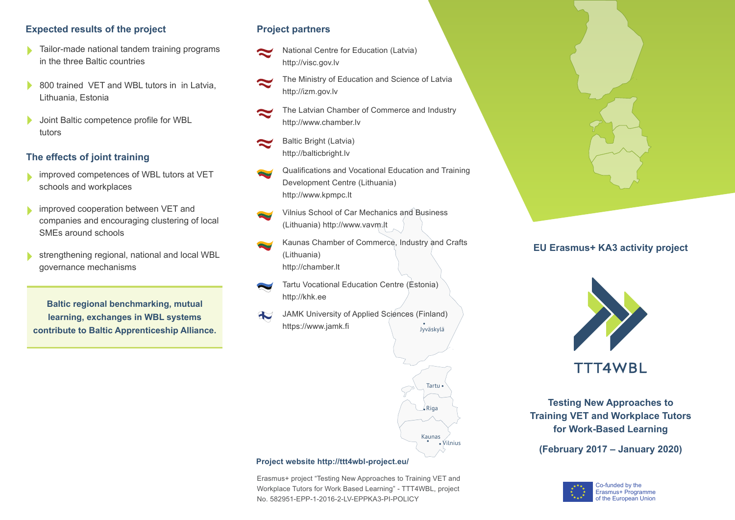## Expected results of the project

- Tailor-made national tandem training programs in the three Baltic countries
- 800 trained VET and WBL tutors in in Latvia, Lithuania, Estonia
- Joint Baltic competence profile for WBL tutors

## The effects of joint training

- improved competences of WBL tutors at VET schools and workplaces
- improved cooperation between VET and companies and encouraging clustering of local SMEs around schools
- strengthening regional, national and local WBL governance mechanisms

**Baltic regional benchmarking, mutual learning, exchanges in WBL systems contribute to Baltic Apprenticeship Alliance.**

## Project partners

- National Centre for Education (Latvia)  
  http://visc.gov.lv
- The Ministry of Education and Science of Latvia  
  http://izm.gov.lv
- The Latvian Chamber of Commerce and Industry  
  http://www.chamber.lv
- Baltic Bright (Latvia)  
  http://balticbright.lv
- Qualifications and Vocational Education and Training Development Centre (Lithuania)  
  http://www.kpmpc.lt
- Vilnius School of Car Mechanics and Business (Lithuania) http://www.vavm.lt
- Kaunas Chamber of Commerce, Industry and Crafts (Lithuania)  
  http://chamber.lt
- Tartu Vocational Education Centre (Estonia)  
  http://khk.ee
- JAMK University of Applied Sciences (Finland)  
  https://www.jamk.fi

Jyväskylä  
Tartu  
Riga  
Kaunas  
Vilnius

**Project website http://ttt4wbl-project.eu/**

Erasmus+ project "Testing New Approaches to Training VET and Workplace Tutors for Work Based Learning" - TTT4WBL, project No. 582951-EPP-1-2016-2-LV-EPPKA3-PI-POLICY

**EU Erasmus+ KA3 activity project**

TTT4WBL

**Testing New Approaches to Training VET and Workplace Tutors for Work-Based Learning**

**(February 2017 – January 2020)**

Co-funded by the Erasmus+ Programme of the European Union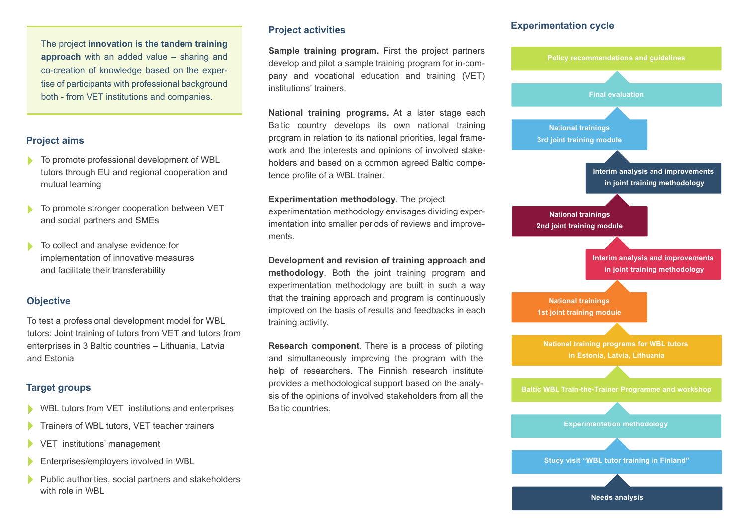The project **innovation is the tandem training approach** with an added value – sharing and co-creation of knowledge based on the expertise of participants with professional background both - from VET institutions and companies.

## Project aims

- To promote professional development of WBL tutors through EU and regional cooperation and mutual learning
- To promote stronger cooperation between VET and social partners and SMEs
- To collect and analyse evidence for implementation of innovative measures and facilitate their transferability

## Objective

To test a professional development model for WBL tutors: Joint training of tutors from VET and tutors from enterprises in 3 Baltic countries – Lithuania, Latvia and Estonia

## Target groups

- WBL tutors from VET institutions and enterprises
- Trainers of WBL tutors, VET teacher trainers
- VET institutions' management
- Enterprises/employers involved in WBL
- Public authorities, social partners and stakeholders with role in WBL

## Project activities

**Sample training program.** First the project partners develop and pilot a sample training program for in-company and vocational education and training (VET) institutions' trainers.

**National training programs.** At a later stage each Baltic country develops its own national training program in relation to its national priorities, legal framework and the interests and opinions of involved stakeholders and based on a common agreed Baltic competence profile of a WBL trainer.

**Experimentation methodology**. The project experimentation methodology envisages dividing experimentation into smaller periods of reviews and improvements.

**Development and revision of training approach and methodology**. Both the joint training program and experimentation methodology are built in such a way that the training approach and program is continuously improved on the basis of results and feedbacks in each training activity.

**Research component**. There is a process of piloting and simultaneously improving the program with the help of researchers. The Finnish research institute provides a methodological support based on the analysis of the opinions of involved stakeholders from all the Baltic countries.

## Experimentation cycle

Policy recommendations and guidelines

Final evaluation

National trainings
3rd joint training module

Interim analysis and improvements
in joint training methodology

National trainings
2nd joint training module

Interim analysis and improvements
in joint training methodology

National trainings
1st joint training module

National training programs for WBL tutors
in Estonia, Latvia, Lithuania

Baltic WBL Train-the-Trainer Programme and workshop

Experimentation methodology

Study visit "WBL tutor training in Finland"

Needs analysis